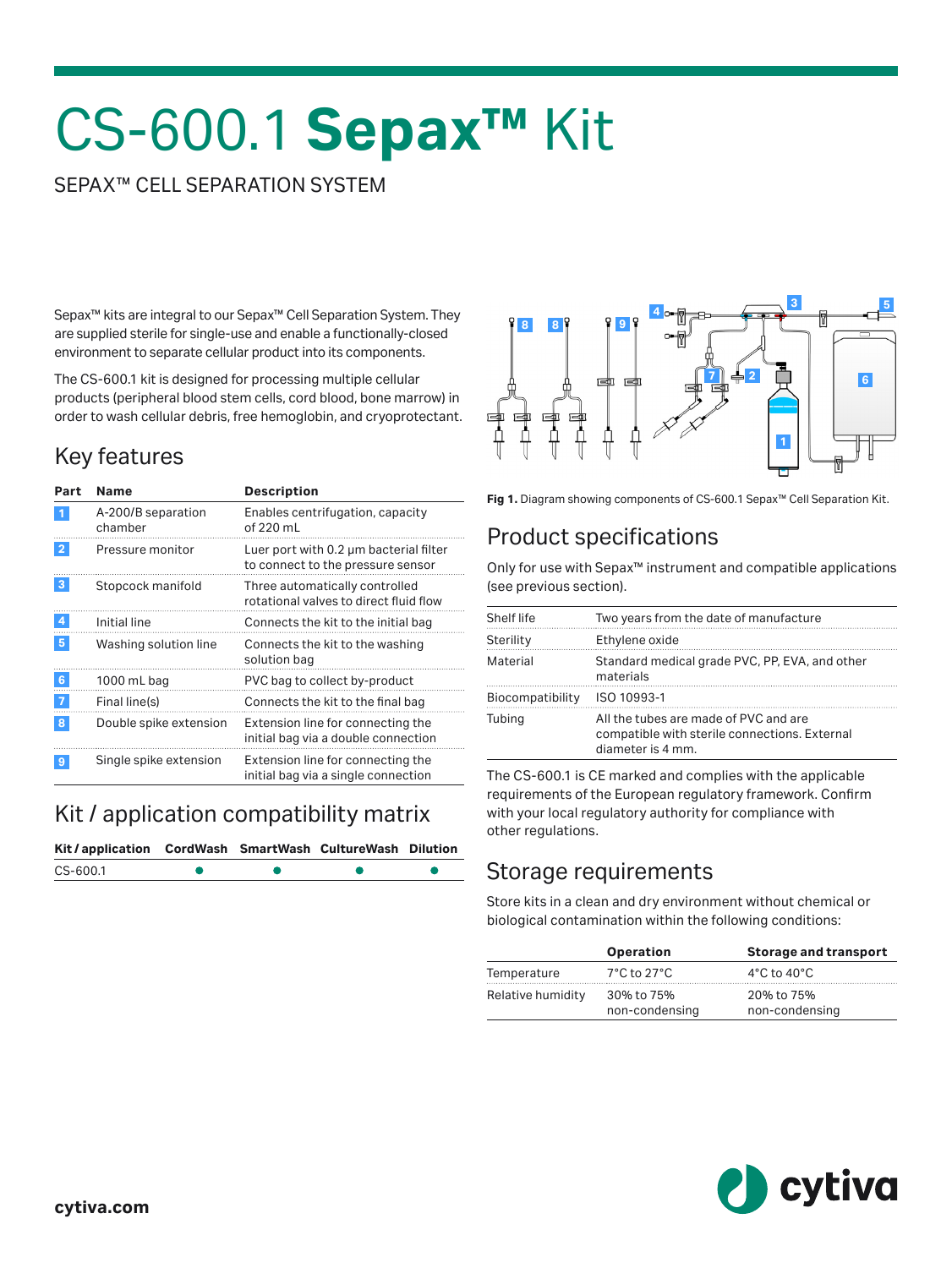# CS-600.1 **Sepax™** Kit

SEPAX™ CELL SEPARATION SYSTEM

Sepax™ kits are integral to our Sepax™ Cell Separation System. They are supplied sterile for single-use and enable a functionally-closed environment to separate cellular product into its components.

The CS-600.1 kit is designed for processing multiple cellular products (peripheral blood stem cells, cord blood, bone marrow) in order to wash cellular debris, free hemoglobin, and cryoprotectant.

## Key features

| Part | Name | Description |
|---|---|---|
| 1 | A-200/B separation chamber | Enables centrifugation, capacity of 220 mL |
| 2 | Pressure monitor | Luer port with 0.2 µm bacterial filter to connect to the pressure sensor |
| 3 | Stopcock manifold | Three automatically controlled rotational valves to direct fluid flow |
| 4 | Initial line | Connects the kit to the initial bag |
| 5 | Washing solution line | Connects the kit to the washing solution bag |
| 6 | 1000 mL bag | PVC bag to collect by-product |
| 7 | Final line(s) | Connects the kit to the final bag |
| 8 | Double spike extension | Extension line for connecting the initial bag via a double connection |
| 9 | Single spike extension | Extension line for connecting the initial bag via a single connection |

## Kit / application compatibility matrix

| Kit / application | CordWash | SmartWash | CultureWash | Dilution |
|---|---|---|---|---|
| CS-600.1 | ● | ● | ● | ● |

**Fig 1.** Diagram showing components of CS-600.1 Sepax™ Cell Separation Kit.

## Product specifications

Only for use with Sepax™ instrument and compatible applications (see previous section).

| | |
|---|---|
| Shelf life | Two years from the date of manufacture |
| Sterility | Ethylene oxide |
| Material | Standard medical grade PVC, PP, EVA, and other materials |
| Biocompatibility | ISO 10993-1 |
| Tubing | All the tubes are made of PVC and are compatible with sterile connections. External diameter is 4 mm. |

The CS-600.1 is CE marked and complies with the applicable requirements of the European regulatory framework. Confirm with your local regulatory authority for compliance with other regulations.

## Storage requirements

Store kits in a clean and dry environment without chemical or biological contamination within the following conditions:

| | Operation | Storage and transport |
|---|---|---|
| Temperature | 7°C to 27°C | 4°C to 40°C |
| Relative humidity | 30% to 75% non-condensing | 20% to 75% non-condensing |

cytiva.com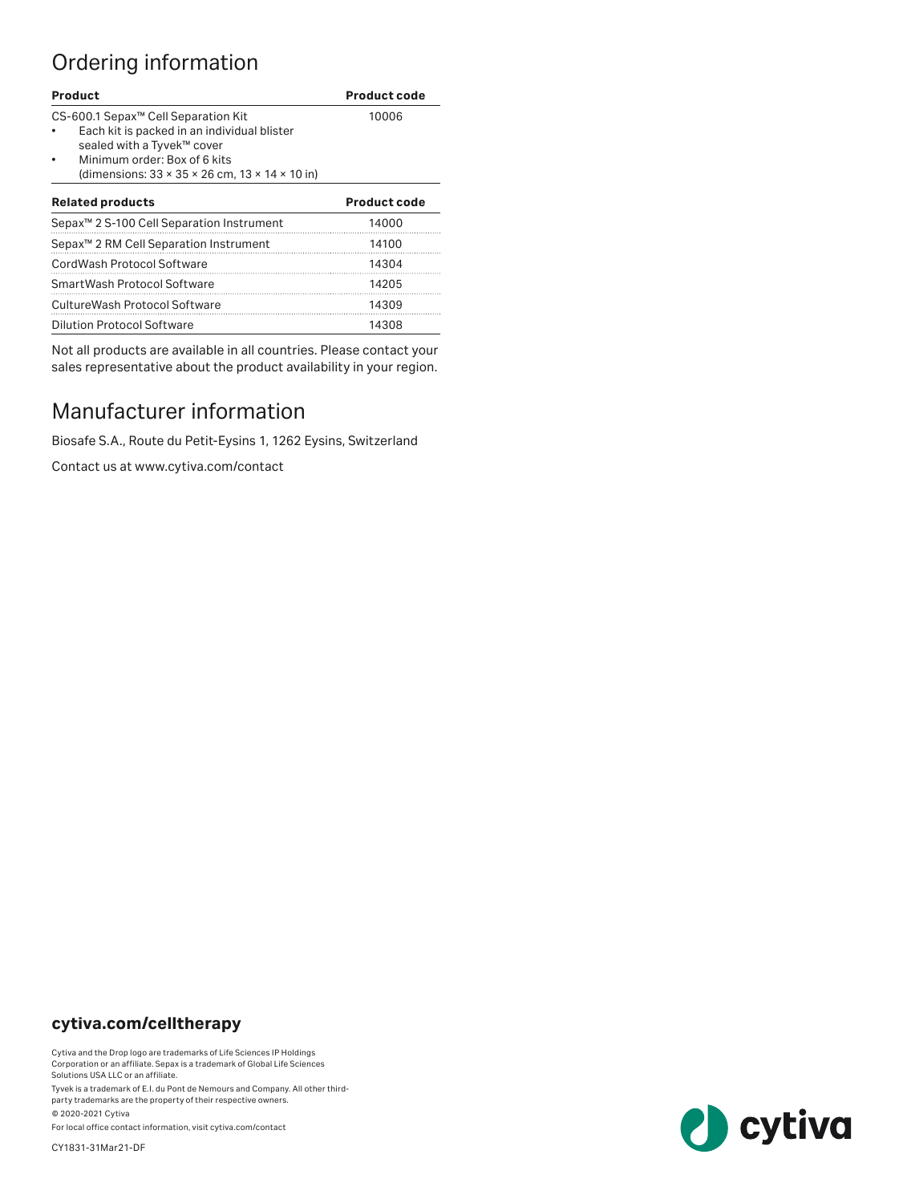## Ordering information

| Product | Product code |
|---|---|
| CS-600.1 Sepax™ Cell Separation Kit<br>• Each kit is packed in an individual blister sealed with a Tyvek™ cover<br>• Minimum order: Box of 6 kits (dimensions: 33 × 35 × 26 cm, 13 × 14 × 10 in) | 10006 |

| Related products | Product code |
|---|---|
| Sepax™ 2 S-100 Cell Separation Instrument | 14000 |
| Sepax™ 2 RM Cell Separation Instrument | 14100 |
| CordWash Protocol Software | 14304 |
| SmartWash Protocol Software | 14205 |
| CultureWash Protocol Software | 14309 |
| Dilution Protocol Software | 14308 |

Not all products are available in all countries. Please contact your sales representative about the product availability in your region.

## Manufacturer information

Biosafe S.A., Route du Petit-Eysins 1, 1262 Eysins, Switzerland

Contact us at www.cytiva.com/contact

**cytiva.com/celltherapy**

Cytiva and the Drop logo are trademarks of Life Sciences IP Holdings Corporation or an affiliate. Sepax is a trademark of Global Life Sciences Solutions USA LLC or an affiliate.

Tyvek is a trademark of E.I. du Pont de Nemours and Company. All other third-party trademarks are the property of their respective owners.

© 2020-2021 Cytiva

For local office contact information, visit cytiva.com/contact

CY1831-31Mar21-DF